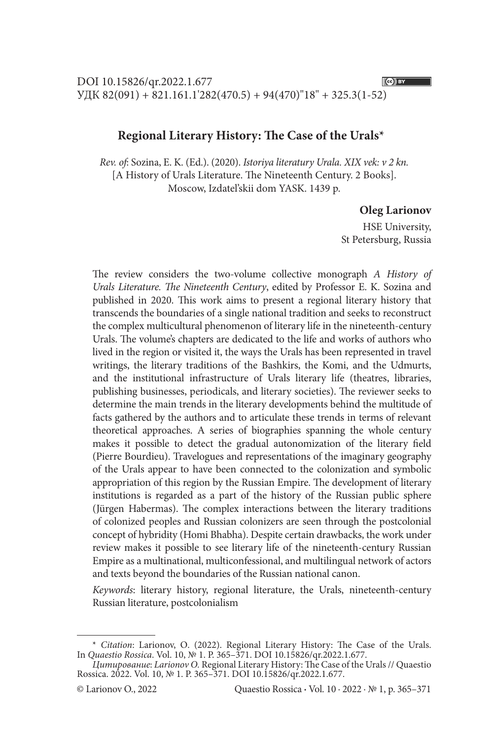DOI 10.15826/qr.2022.1.677
УДК 82(091) + 821.161.1'282(470.5) + 94(470)"18" + 325.3(1-52)

# Regional Literary History: The Case of the Urals*

*Rev. of*: Sozina, E. K. (Ed.). (2020). *Istoriya literatury Urala. XIX vek: v 2 kn.* [A History of Urals Literature. The Nineteenth Century. 2 Books]. Moscow, Izdatel'skii dom YASK. 1439 p.

**Oleg Larionov**

HSE University,
St Petersburg, Russia

The review considers the two-volume collective monograph *A History of Urals Literature. The Nineteenth Century*, edited by Professor E. K. Sozina and published in 2020. This work aims to present a regional literary history that transcends the boundaries of a single national tradition and seeks to reconstruct the complex multicultural phenomenon of literary life in the nineteenth-century Urals. The volume's chapters are dedicated to the life and works of authors who lived in the region or visited it, the ways the Urals has been represented in travel writings, the literary traditions of the Bashkirs, the Komi, and the Udmurts, and the institutional infrastructure of Urals literary life (theatres, libraries, publishing businesses, periodicals, and literary societies). The reviewer seeks to determine the main trends in the literary developments behind the multitude of facts gathered by the authors and to articulate these trends in terms of relevant theoretical approaches. A series of biographies spanning the whole century makes it possible to detect the gradual autonomization of the literary field (Pierre Bourdieu). Travelogues and representations of the imaginary geography of the Urals appear to have been connected to the colonization and symbolic appropriation of this region by the Russian Empire. The development of literary institutions is regarded as a part of the history of the Russian public sphere (Jürgen Habermas). The complex interactions between the literary traditions of colonized peoples and Russian colonizers are seen through the postcolonial concept of hybridity (Homi Bhabha). Despite certain drawbacks, the work under review makes it possible to see literary life of the nineteenth-century Russian Empire as a multinational, multiconfessional, and multilingual network of actors and texts beyond the boundaries of the Russian national canon.

*Keywords*: literary history, regional literature, the Urals, nineteenth-century Russian literature, postcolonialism

---

\* *Citation*: Larionov, O. (2022). Regional Literary History: The Case of the Urals. In *Quaestio Rossica*. Vol. 10, № 1. P. 365–371. DOI 10.15826/qr.2022.1.677.

*Цитирование*: *Larionov O.* Regional Literary History: The Case of the Urals // Quaestio Rossica. 2022. Vol. 10, № 1. P. 365–371. DOI 10.15826/qr.2022.1.677.

© Larionov O., 2022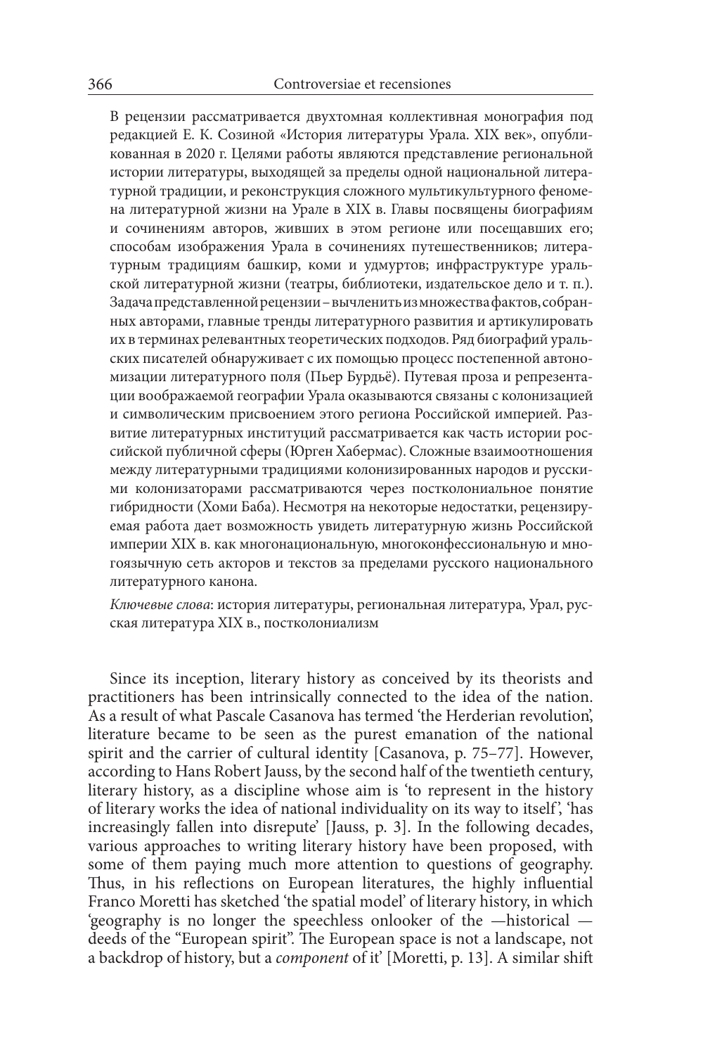В рецензии рассматривается двухтомная коллективная монография под редакцией Е. К. Созиной «История литературы Урала. XIX век», опубликованная в 2020 г. Целями работы являются представление региональной истории литературы, выходящей за пределы одной национальной литературной традиции, и реконструкция сложного мультикультурного феномена литературной жизни на Урале в XIX в. Главы посвящены биографиям и сочинениям авторов, живших в этом регионе или посещавших его; способам изображения Урала в сочинениях путешественников; литературным традициям башкир, коми и удмуртов; инфраструктуре уральской литературной жизни (театры, библиотеки, издательское дело и т. п.). Задача представленной рецензии – вычленить из множества фактов, собранных авторами, главные тренды литературного развития и артикулировать их в терминах релевантных теоретических подходов. Ряд биографий уральских писателей обнаруживает с их помощью процесс постепенной автономизации литературного поля (Пьер Бурдьё). Путевая проза и репрезентации воображаемой географии Урала оказываются связаны с колонизацией и символическим присвоением этого региона Российской империей. Развитие литературных институций рассматривается как часть истории российской публичной сферы (Юрген Хабермас). Сложные взаимоотношения между литературными традициями колонизированных народов и русскими колонизаторами рассматриваются через постколониальное понятие гибридности (Хоми Баба). Несмотря на некоторые недостатки, рецензируемая работа дает возможность увидеть литературную жизнь Российской империи XIX в. как многонациональную, многоконфессиональную и многоязычную сеть акторов и текстов за пределами русского национального литературного канона.

*Ключевые слова*: история литературы, региональная литература, Урал, русская литература XIX в., постколониализм

Since its inception, literary history as conceived by its theorists and practitioners has been intrinsically connected to the idea of the nation. As a result of what Pascale Casanova has termed 'the Herderian revolution', literature became to be seen as the purest emanation of the national spirit and the carrier of cultural identity [Casanova, p. 75–77]. However, according to Hans Robert Jauss, by the second half of the twentieth century, literary history, as a discipline whose aim is 'to represent in the history of literary works the idea of national individuality on its way to itself', 'has increasingly fallen into disrepute' [Jauss, p. 3]. In the following decades, various approaches to writing literary history have been proposed, with some of them paying much more attention to questions of geography. Thus, in his reflections on European literatures, the highly influential Franco Moretti has sketched 'the spatial model' of literary history, in which 'geography is no longer the speechless onlooker of the —historical — deeds of the "European spirit". The European space is not a landscape, not a backdrop of history, but a *component* of it' [Moretti, p. 13]. A similar shift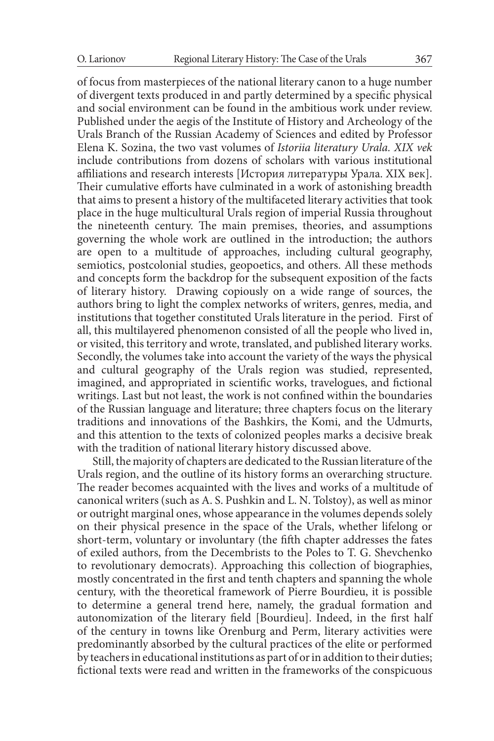of focus from masterpieces of the national literary canon to a huge number of divergent texts produced in and partly determined by a specific physical and social environment can be found in the ambitious work under review. Published under the aegis of the Institute of History and Archeology of the Urals Branch of the Russian Academy of Sciences and edited by Professor Elena K. Sozina, the two vast volumes of *Istoriia literatury Urala. XIX vek* include contributions from dozens of scholars with various institutional affiliations and research interests [История литературы Урала. XIX век]. Their cumulative efforts have culminated in a work of astonishing breadth that aims to present a history of the multifaceted literary activities that took place in the huge multicultural Urals region of imperial Russia throughout the nineteenth century. The main premises, theories, and assumptions governing the whole work are outlined in the introduction; the authors are open to a multitude of approaches, including cultural geography, semiotics, postcolonial studies, geopoetics, and others. All these methods and concepts form the backdrop for the subsequent exposition of the facts of literary history. Drawing copiously on a wide range of sources, the authors bring to light the complex networks of writers, genres, media, and institutions that together constituted Urals literature in the period. First of all, this multilayered phenomenon consisted of all the people who lived in, or visited, this territory and wrote, translated, and published literary works. Secondly, the volumes take into account the variety of the ways the physical and cultural geography of the Urals region was studied, represented, imagined, and appropriated in scientific works, travelogues, and fictional writings. Last but not least, the work is not confined within the boundaries of the Russian language and literature; three chapters focus on the literary traditions and innovations of the Bashkirs, the Komi, and the Udmurts, and this attention to the texts of colonized peoples marks a decisive break with the tradition of national literary history discussed above.

Still, the majority of chapters are dedicated to the Russian literature of the Urals region, and the outline of its history forms an overarching structure. The reader becomes acquainted with the lives and works of a multitude of canonical writers (such as A. S. Pushkin and L. N. Tolstoy), as well as minor or outright marginal ones, whose appearance in the volumes depends solely on their physical presence in the space of the Urals, whether lifelong or short-term, voluntary or involuntary (the fifth chapter addresses the fates of exiled authors, from the Decembrists to the Poles to T. G. Shevchenko to revolutionary democrats). Approaching this collection of biographies, mostly concentrated in the first and tenth chapters and spanning the whole century, with the theoretical framework of Pierre Bourdieu, it is possible to determine a general trend here, namely, the gradual formation and autonomization of the literary field [Bourdieu]. Indeed, in the first half of the century in towns like Orenburg and Perm, literary activities were predominantly absorbed by the cultural practices of the elite or performed by teachers in educational institutions as part of or in addition to their duties; fictional texts were read and written in the frameworks of the conspicuous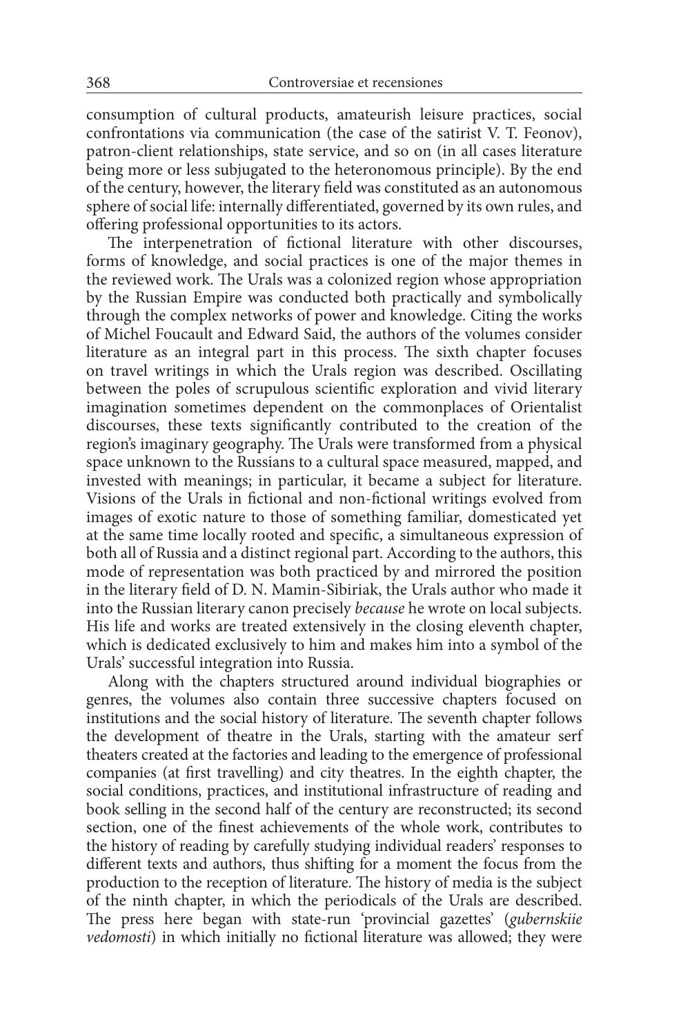consumption of cultural products, amateurish leisure practices, social confrontations via communication (the case of the satirist V. T. Feonov), patron-client relationships, state service, and so on (in all cases literature being more or less subjugated to the heteronomous principle). By the end of the century, however, the literary field was constituted as an autonomous sphere of social life: internally differentiated, governed by its own rules, and offering professional opportunities to its actors.

The interpenetration of fictional literature with other discourses, forms of knowledge, and social practices is one of the major themes in the reviewed work. The Urals was a colonized region whose appropriation by the Russian Empire was conducted both practically and symbolically through the complex networks of power and knowledge. Citing the works of Michel Foucault and Edward Said, the authors of the volumes consider literature as an integral part in this process. The sixth chapter focuses on travel writings in which the Urals region was described. Oscillating between the poles of scrupulous scientific exploration and vivid literary imagination sometimes dependent on the commonplaces of Orientalist discourses, these texts significantly contributed to the creation of the region's imaginary geography. The Urals were transformed from a physical space unknown to the Russians to a cultural space measured, mapped, and invested with meanings; in particular, it became a subject for literature. Visions of the Urals in fictional and non-fictional writings evolved from images of exotic nature to those of something familiar, domesticated yet at the same time locally rooted and specific, a simultaneous expression of both all of Russia and a distinct regional part. According to the authors, this mode of representation was both practiced by and mirrored the position in the literary field of D. N. Mamin-Sibiriak, the Urals author who made it into the Russian literary canon precisely *because* he wrote on local subjects. His life and works are treated extensively in the closing eleventh chapter, which is dedicated exclusively to him and makes him into a symbol of the Urals' successful integration into Russia.

Along with the chapters structured around individual biographies or genres, the volumes also contain three successive chapters focused on institutions and the social history of literature. The seventh chapter follows the development of theatre in the Urals, starting with the amateur serf theaters created at the factories and leading to the emergence of professional companies (at first travelling) and city theatres. In the eighth chapter, the social conditions, practices, and institutional infrastructure of reading and book selling in the second half of the century are reconstructed; its second section, one of the finest achievements of the whole work, contributes to the history of reading by carefully studying individual readers' responses to different texts and authors, thus shifting for a moment the focus from the production to the reception of literature. The history of media is the subject of the ninth chapter, in which the periodicals of the Urals are described. The press here began with state-run 'provincial gazettes' (*gubernskiie vedomosti*) in which initially no fictional literature was allowed; they were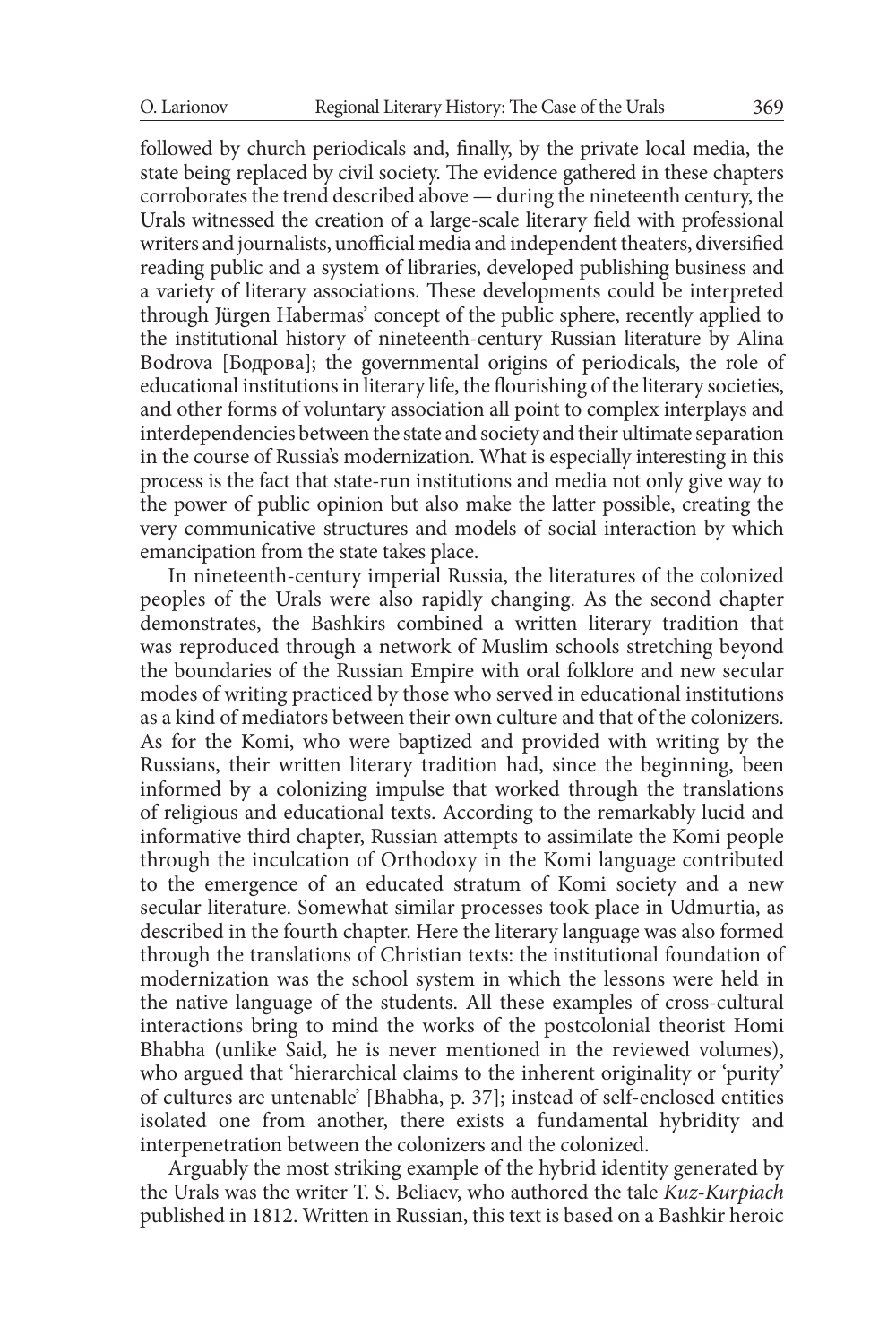followed by church periodicals and, finally, by the private local media, the state being replaced by civil society. The evidence gathered in these chapters corroborates the trend described above — during the nineteenth century, the Urals witnessed the creation of a large-scale literary field with professional writers and journalists, unofficial media and independent theaters, diversified reading public and a system of libraries, developed publishing business and a variety of literary associations. These developments could be interpreted through Jürgen Habermas' concept of the public sphere, recently applied to the institutional history of nineteenth-century Russian literature by Alina Bodrova [Бодрова]; the governmental origins of periodicals, the role of educational institutions in literary life, the flourishing of the literary societies, and other forms of voluntary association all point to complex interplays and interdependencies between the state and society and their ultimate separation in the course of Russia's modernization. What is especially interesting in this process is the fact that state-run institutions and media not only give way to the power of public opinion but also make the latter possible, creating the very communicative structures and models of social interaction by which emancipation from the state takes place.

In nineteenth-century imperial Russia, the literatures of the colonized peoples of the Urals were also rapidly changing. As the second chapter demonstrates, the Bashkirs combined a written literary tradition that was reproduced through a network of Muslim schools stretching beyond the boundaries of the Russian Empire with oral folklore and new secular modes of writing practiced by those who served in educational institutions as a kind of mediators between their own culture and that of the colonizers. As for the Komi, who were baptized and provided with writing by the Russians, their written literary tradition had, since the beginning, been informed by a colonizing impulse that worked through the translations of religious and educational texts. According to the remarkably lucid and informative third chapter, Russian attempts to assimilate the Komi people through the inculcation of Orthodoxy in the Komi language contributed to the emergence of an educated stratum of Komi society and a new secular literature. Somewhat similar processes took place in Udmurtia, as described in the fourth chapter. Here the literary language was also formed through the translations of Christian texts: the institutional foundation of modernization was the school system in which the lessons were held in the native language of the students. All these examples of cross-cultural interactions bring to mind the works of the postcolonial theorist Homi Bhabha (unlike Said, he is never mentioned in the reviewed volumes), who argued that 'hierarchical claims to the inherent originality or 'purity' of cultures are untenable' [Bhabha, p. 37]; instead of self-enclosed entities isolated one from another, there exists a fundamental hybridity and interpenetration between the colonizers and the colonized.

Arguably the most striking example of the hybrid identity generated by the Urals was the writer T. S. Beliaev, who authored the tale *Kuz-Kurpiach* published in 1812. Written in Russian, this text is based on a Bashkir heroic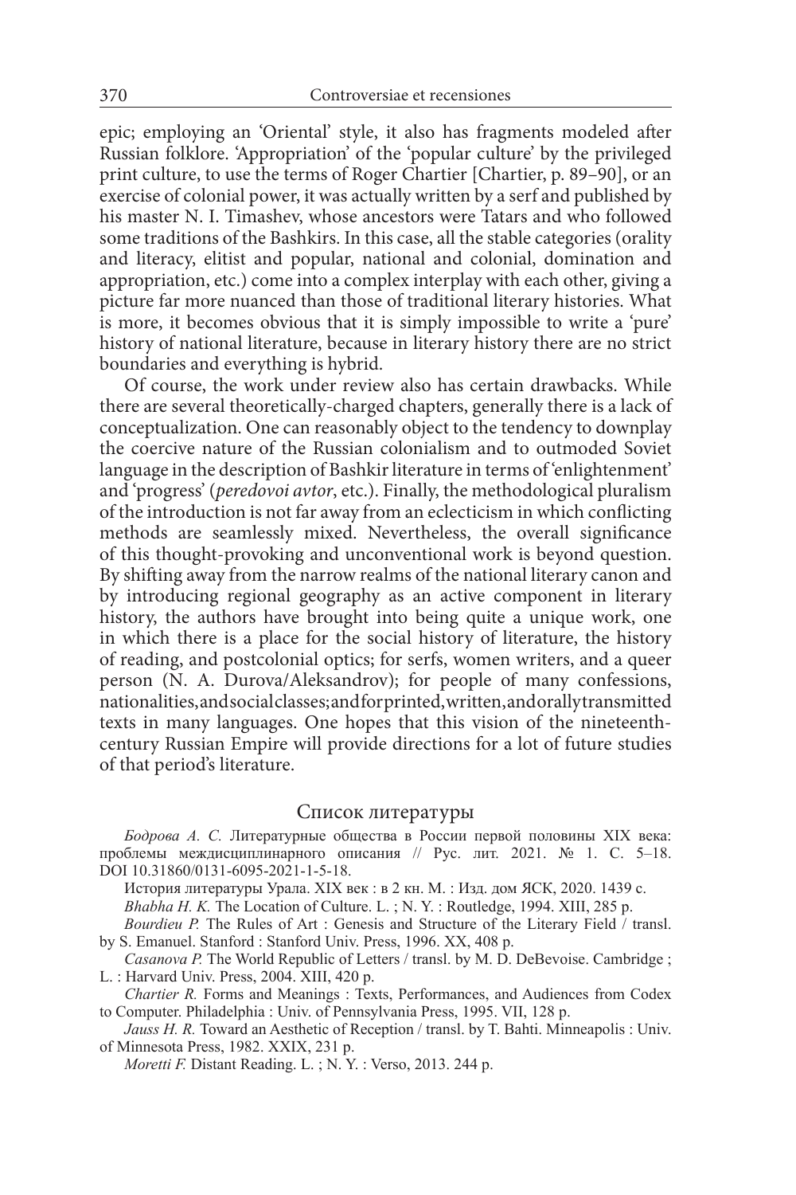epic; employing an 'Oriental' style, it also has fragments modeled after Russian folklore. 'Appropriation' of the 'popular culture' by the privileged print culture, to use the terms of Roger Chartier [Chartier, p. 89–90], or an exercise of colonial power, it was actually written by a serf and published by his master N. I. Timashev, whose ancestors were Tatars and who followed some traditions of the Bashkirs. In this case, all the stable categories (orality and literacy, elitist and popular, national and colonial, domination and appropriation, etc.) come into a complex interplay with each other, giving a picture far more nuanced than those of traditional literary histories. What is more, it becomes obvious that it is simply impossible to write a 'pure' history of national literature, because in literary history there are no strict boundaries and everything is hybrid.

Of course, the work under review also has certain drawbacks. While there are several theoretically-charged chapters, generally there is a lack of conceptualization. One can reasonably object to the tendency to downplay the coercive nature of the Russian colonialism and to outmoded Soviet language in the description of Bashkir literature in terms of 'enlightenment' and 'progress' (*peredovoi avtor*, etc.). Finally, the methodological pluralism of the introduction is not far away from an eclecticism in which conflicting methods are seamlessly mixed. Nevertheless, the overall significance of this thought-provoking and unconventional work is beyond question. By shifting away from the narrow realms of the national literary canon and by introducing regional geography as an active component in literary history, the authors have brought into being quite a unique work, one in which there is a place for the social history of literature, the history of reading, and postcolonial optics; for serfs, women writers, and a queer person (N. A. Durova/Aleksandrov); for people of many confessions, nationalities, and social classes; and for printed, written, and orally transmitted texts in many languages. One hopes that this vision of the nineteenth-century Russian Empire will provide directions for a lot of future studies of that period's literature.

## Список литературы

*Бодрова А. С.* Литературные общества в России первой половины XIX века: проблемы междисциплинарного описания // Рус. лит. 2021. № 1. С. 5–18. DOI 10.31860/0131-6095-2021-1-5-18.

История литературы Урала. XIX век : в 2 кн. М. : Изд. дом ЯСК, 2020. 1439 с.

*Bhabha H. K.* The Location of Culture. L. ; N. Y. : Routledge, 1994. XIII, 285 p.

*Bourdieu P.* The Rules of Art : Genesis and Structure of the Literary Field / transl. by S. Emanuel. Stanford : Stanford Univ. Press, 1996. XX, 408 p.

*Casanova P.* The World Republic of Letters / transl. by M. D. DeBevoise. Cambridge ; L. : Harvard Univ. Press, 2004. XIII, 420 p.

*Chartier R.* Forms and Meanings : Texts, Performances, and Audiences from Codex to Computer. Philadelphia : Univ. of Pennsylvania Press, 1995. VII, 128 p.

*Jauss H. R.* Toward an Aesthetic of Reception / transl. by T. Bahti. Minneapolis : Univ. of Minnesota Press, 1982. XXIX, 231 p.

*Moretti F.* Distant Reading. L. ; N. Y. : Verso, 2013. 244 p.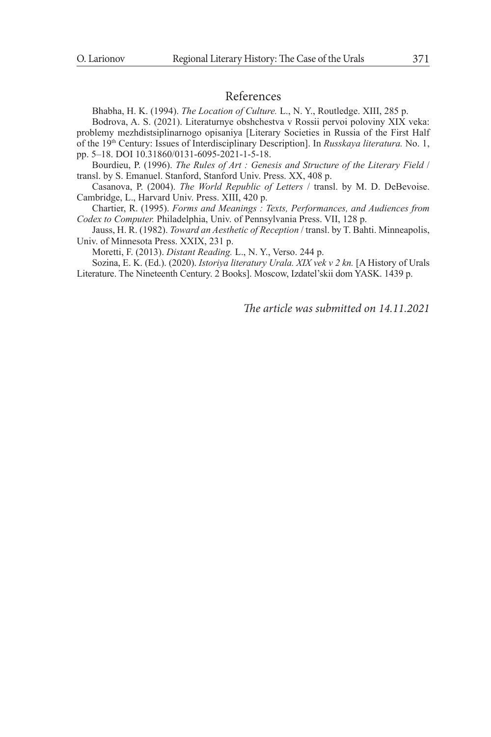## References

Bhabha, H. K. (1994). *The Location of Culture.* L., N. Y., Routledge. XIII, 285 p.

Bodrova, A. S. (2021). Literaturnye obshchestva v Rossii pervoi poloviny XIX veka: problemy mezhdistsiplinarnogo opisaniya [Literary Societies in Russia of the First Half of the 19th Century: Issues of Interdisciplinary Description]. In *Russkaya literatura.* No. 1, pp. 5–18. DOI 10.31860/0131-6095-2021-1-5-18.

Bourdieu, P. (1996). *The Rules of Art : Genesis and Structure of the Literary Field* / transl. by S. Emanuel. Stanford, Stanford Univ. Press. XX, 408 p.

Casanova, P. (2004). *The World Republic of Letters* / transl. by M. D. DeBevoise. Cambridge, L., Harvard Univ. Press. XIII, 420 p.

Chartier, R. (1995). *Forms and Meanings : Texts, Performances, and Audiences from Codex to Computer.* Philadelphia, Univ. of Pennsylvania Press. VII, 128 p.

Jauss, H. R. (1982). *Toward an Aesthetic of Reception* / transl. by T. Bahti. Minneapolis, Univ. of Minnesota Press. XXIX, 231 p.

Moretti, F. (2013). *Distant Reading.* L., N. Y., Verso. 244 p.

Sozina, E. K. (Ed.). (2020). *Istoriya literatury Urala. XIX vek v 2 kn.* [A History of Urals Literature. The Nineteenth Century. 2 Books]. Moscow, Izdatel'skii dom YASK. 1439 p.

*The article was submitted on 14.11.2021*